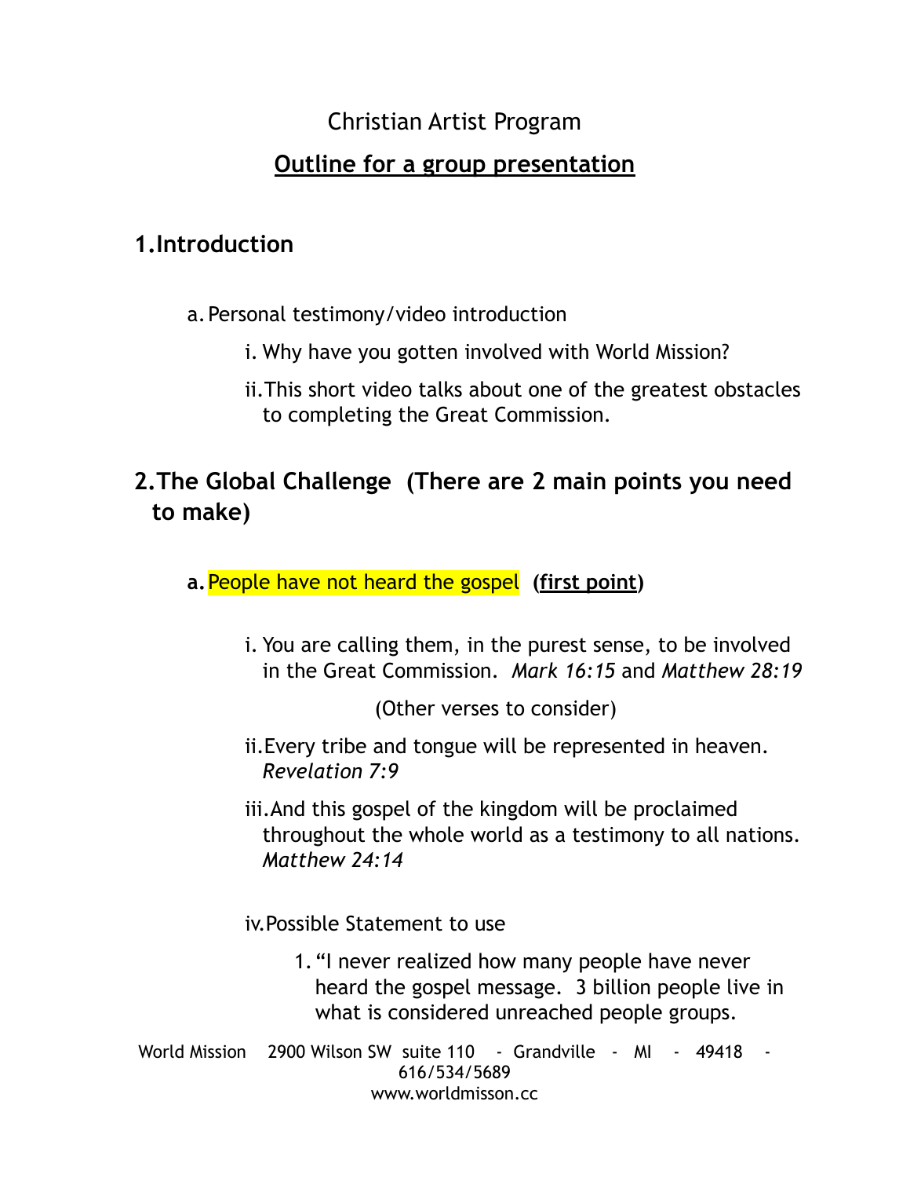# Christian Artist Program

## Outline for a group presentation

## 1. Introduction

a. Personal testimony/video introduction

   i. Why have you gotten involved with World Mission?

   ii. This short video talks about one of the greatest obstacles to completing the Great Commission.

## 2. The Global Challenge (There are 2 main points you need to make)

**a.** People have not heard the gospel **(first point)**

   i. You are calling them, in the purest sense, to be involved in the Great Commission. *Mark 16:15* and *Matthew 28:19*

   (Other verses to consider)

   ii. Every tribe and tongue will be represented in heaven. *Revelation 7:9*

   iii. And this gospel of the kingdom will be proclaimed throughout the whole world as a testimony to all nations. *Matthew 24:14*

   iv. Possible Statement to use

      1. "I never realized how many people have never heard the gospel message. 3 billion people live in what is considered unreached people groups.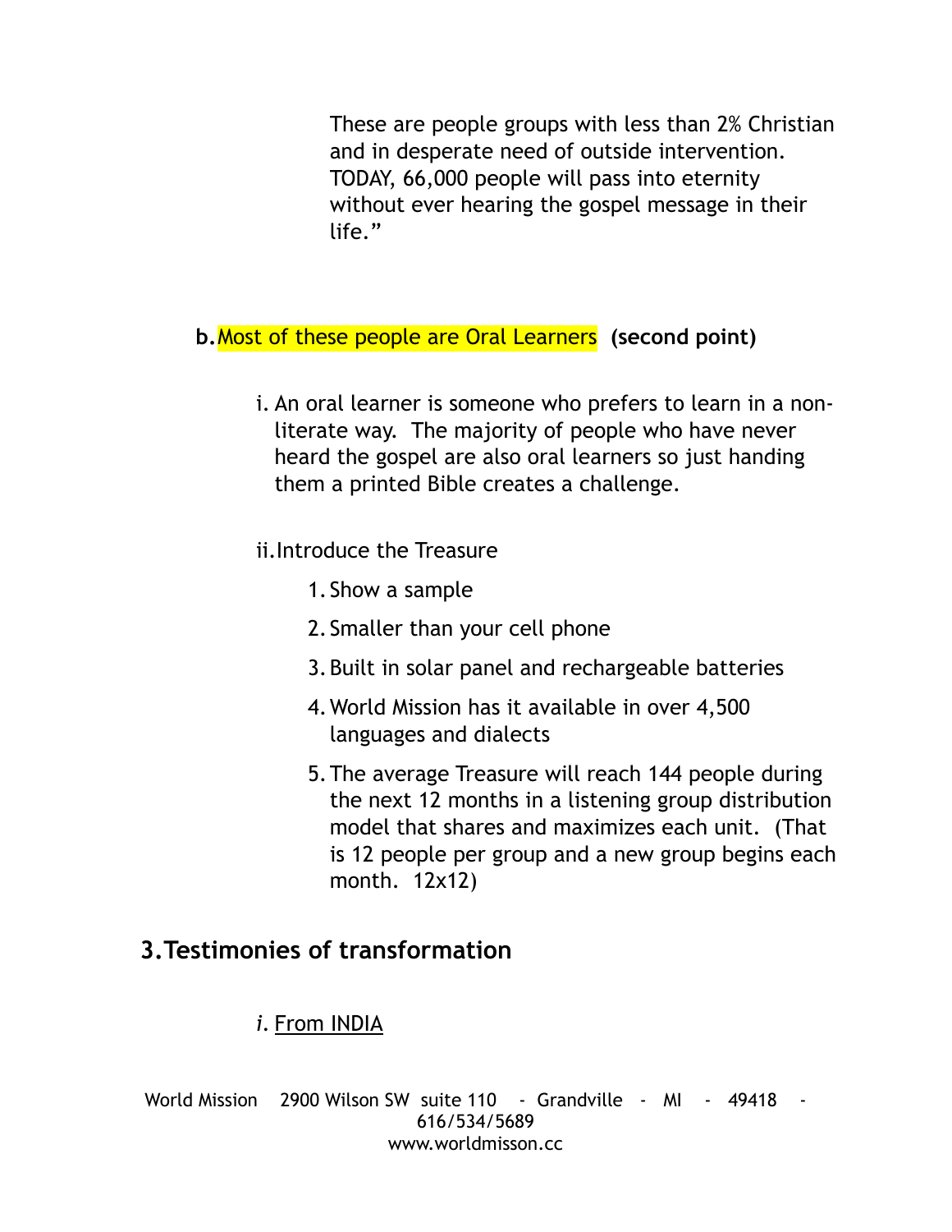These are people groups with less than 2% Christian and in desperate need of outside intervention. TODAY, 66,000 people will pass into eternity without ever hearing the gospel message in their life."

b. Most of these people are Oral Learners **(second point)**

i. An oral learner is someone who prefers to learn in a non-literate way. The majority of people who have never heard the gospel are also oral learners so just handing them a printed Bible creates a challenge.

ii. Introduce the Treasure

1. Show a sample
2. Smaller than your cell phone
3. Built in solar panel and rechargeable batteries
4. World Mission has it available in over 4,500 languages and dialects
5. The average Treasure will reach 144 people during the next 12 months in a listening group distribution model that shares and maximizes each unit. (That is 12 people per group and a new group begins each month. 12x12)

## 3. Testimonies of transformation

*i*. From INDIA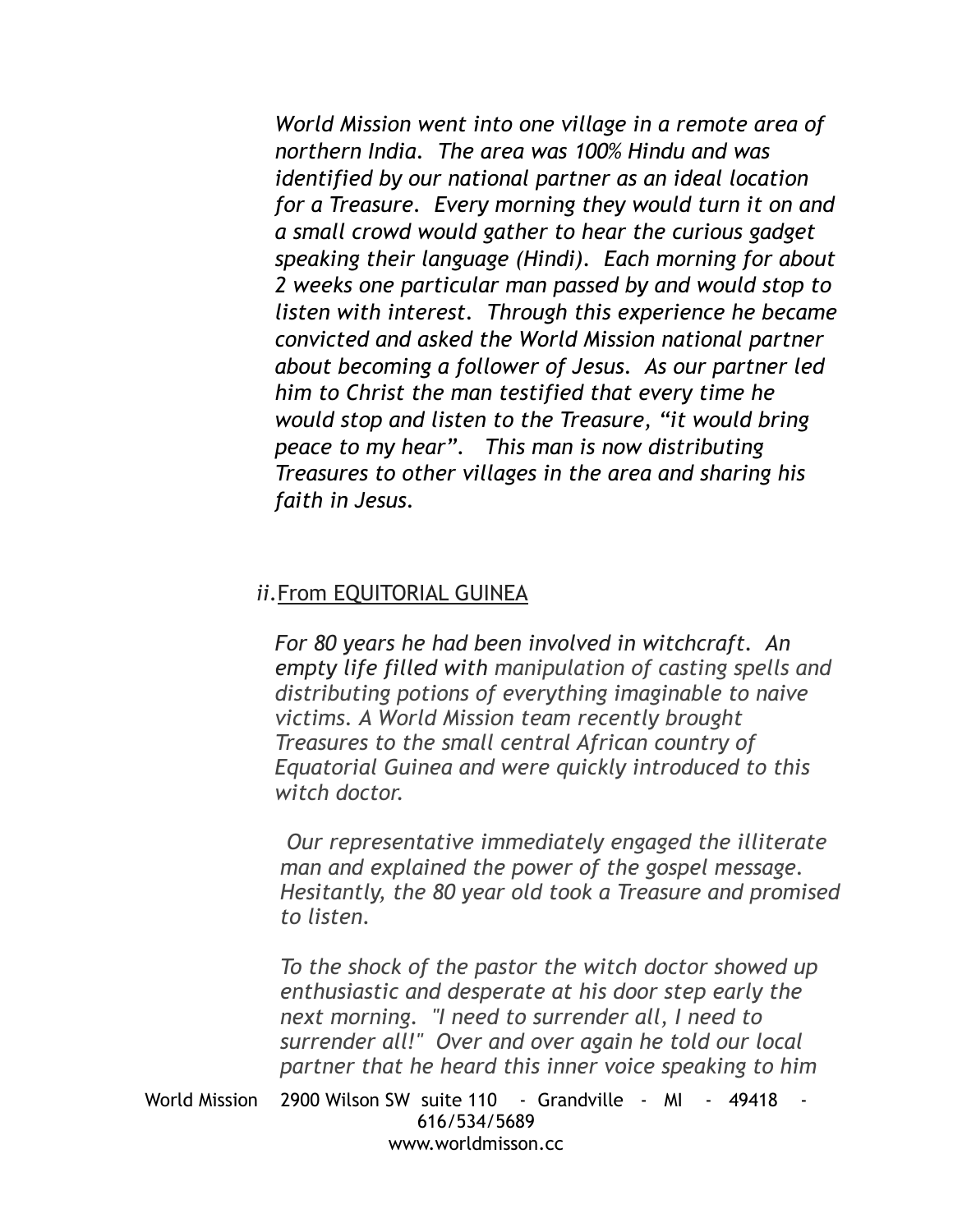*World Mission went into one village in a remote area of northern India. The area was 100% Hindu and was identified by our national partner as an ideal location for a Treasure. Every morning they would turn it on and a small crowd would gather to hear the curious gadget speaking their language (Hindi). Each morning for about 2 weeks one particular man passed by and would stop to listen with interest. Through this experience he became convicted and asked the World Mission national partner about becoming a follower of Jesus. As our partner led him to Christ the man testified that every time he would stop and listen to the Treasure, "it would bring peace to my hear". This man is now distributing Treasures to other villages in the area and sharing his faith in Jesus.*

*ii.* From EQUITORIAL GUINEA

*For 80 years he had been involved in witchcraft. An empty life filled with manipulation of casting spells and distributing potions of everything imaginable to naive victims. A World Mission team recently brought Treasures to the small central African country of Equatorial Guinea and were quickly introduced to this witch doctor.*

*Our representative immediately engaged the illiterate man and explained the power of the gospel message. Hesitantly, the 80 year old took a Treasure and promised to listen.*

*To the shock of the pastor the witch doctor showed up enthusiastic and desperate at his door step early the next morning. "I need to surrender all, I need to surrender all!" Over and over again he told our local partner that he heard this inner voice speaking to him*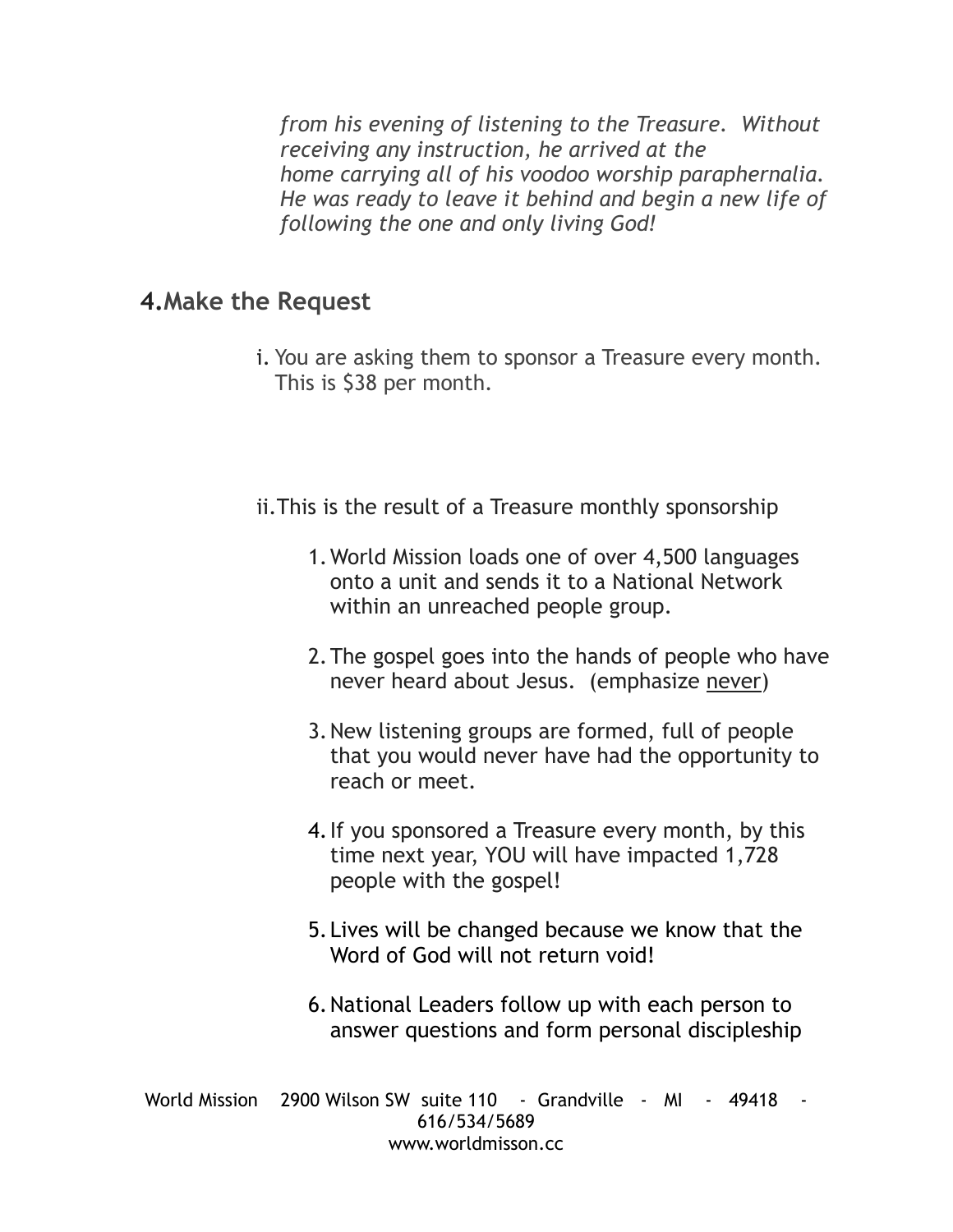*from his evening of listening to the Treasure. Without receiving any instruction, he arrived at the home carrying all of his voodoo worship paraphernalia. He was ready to leave it behind and begin a new life of following the one and only living God!*

## 4. Make the Request

i. You are asking them to sponsor a Treasure every month. This is $38 per month.

ii. This is the result of a Treasure monthly sponsorship

1. World Mission loads one of over 4,500 languages onto a unit and sends it to a National Network within an unreached people group.

2. The gospel goes into the hands of people who have never heard about Jesus. (emphasize <u>never</u>)

3. New listening groups are formed, full of people that you would never have had the opportunity to reach or meet.

4. If you sponsored a Treasure every month, by this time next year, YOU will have impacted 1,728 people with the gospel!

5. Lives will be changed because we know that the Word of God will not return void!

6. National Leaders follow up with each person to answer questions and form personal discipleship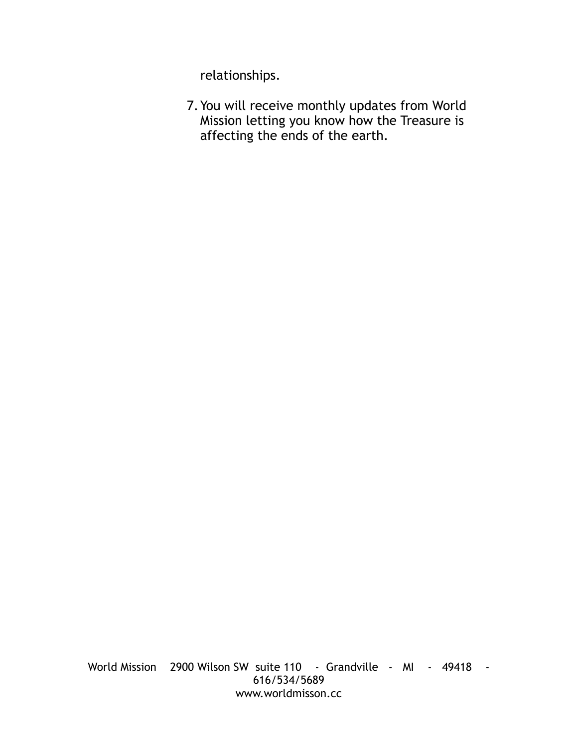relationships.

7. You will receive monthly updates from World Mission letting you know how the Treasure is affecting the ends of the earth.